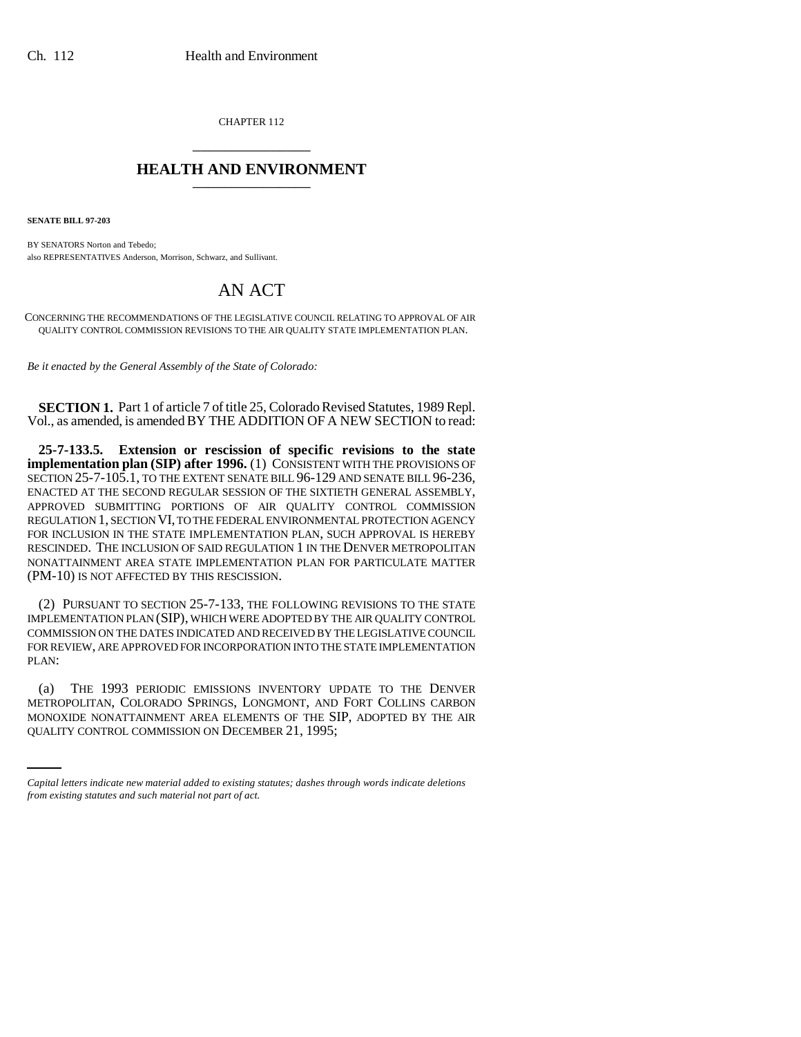CHAPTER 112

# HEALTH AND ENVIRONMENT

**SENATE BILL 97-203**

BY SENATORS Norton and Tebedo;
also REPRESENTATIVES Anderson, Morrison, Schwarz, and Sullivant.

# AN ACT

CONCERNING THE RECOMMENDATIONS OF THE LEGISLATIVE COUNCIL RELATING TO APPROVAL OF AIR QUALITY CONTROL COMMISSION REVISIONS TO THE AIR QUALITY STATE IMPLEMENTATION PLAN.

*Be it enacted by the General Assembly of the State of Colorado:*

**SECTION 1.** Part 1 of article 7 of title 25, Colorado Revised Statutes, 1989 Repl. Vol., as amended, is amended BY THE ADDITION OF A NEW SECTION to read:

**25-7-133.5. Extension or rescission of specific revisions to the state implementation plan (SIP) after 1996.** (1) CONSISTENT WITH THE PROVISIONS OF SECTION 25-7-105.1, TO THE EXTENT SENATE BILL 96-129 AND SENATE BILL 96-236, ENACTED AT THE SECOND REGULAR SESSION OF THE SIXTIETH GENERAL ASSEMBLY, APPROVED SUBMITTING PORTIONS OF AIR QUALITY CONTROL COMMISSION REGULATION 1, SECTION VI, TO THE FEDERAL ENVIRONMENTAL PROTECTION AGENCY FOR INCLUSION IN THE STATE IMPLEMENTATION PLAN, SUCH APPROVAL IS HEREBY RESCINDED. THE INCLUSION OF SAID REGULATION 1 IN THE DENVER METROPOLITAN NONATTAINMENT AREA STATE IMPLEMENTATION PLAN FOR PARTICULATE MATTER (PM-10) IS NOT AFFECTED BY THIS RESCISSION.

(2) PURSUANT TO SECTION 25-7-133, THE FOLLOWING REVISIONS TO THE STATE IMPLEMENTATION PLAN (SIP), WHICH WERE ADOPTED BY THE AIR QUALITY CONTROL COMMISSION ON THE DATES INDICATED AND RECEIVED BY THE LEGISLATIVE COUNCIL FOR REVIEW, ARE APPROVED FOR INCORPORATION INTO THE STATE IMPLEMENTATION PLAN:

(a) THE 1993 PERIODIC EMISSIONS INVENTORY UPDATE TO THE DENVER METROPOLITAN, COLORADO SPRINGS, LONGMONT, AND FORT COLLINS CARBON MONOXIDE NONATTAINMENT AREA ELEMENTS OF THE SIP, ADOPTED BY THE AIR QUALITY CONTROL COMMISSION ON DECEMBER 21, 1995;

*Capital letters indicate new material added to existing statutes; dashes through words indicate deletions from existing statutes and such material not part of act.*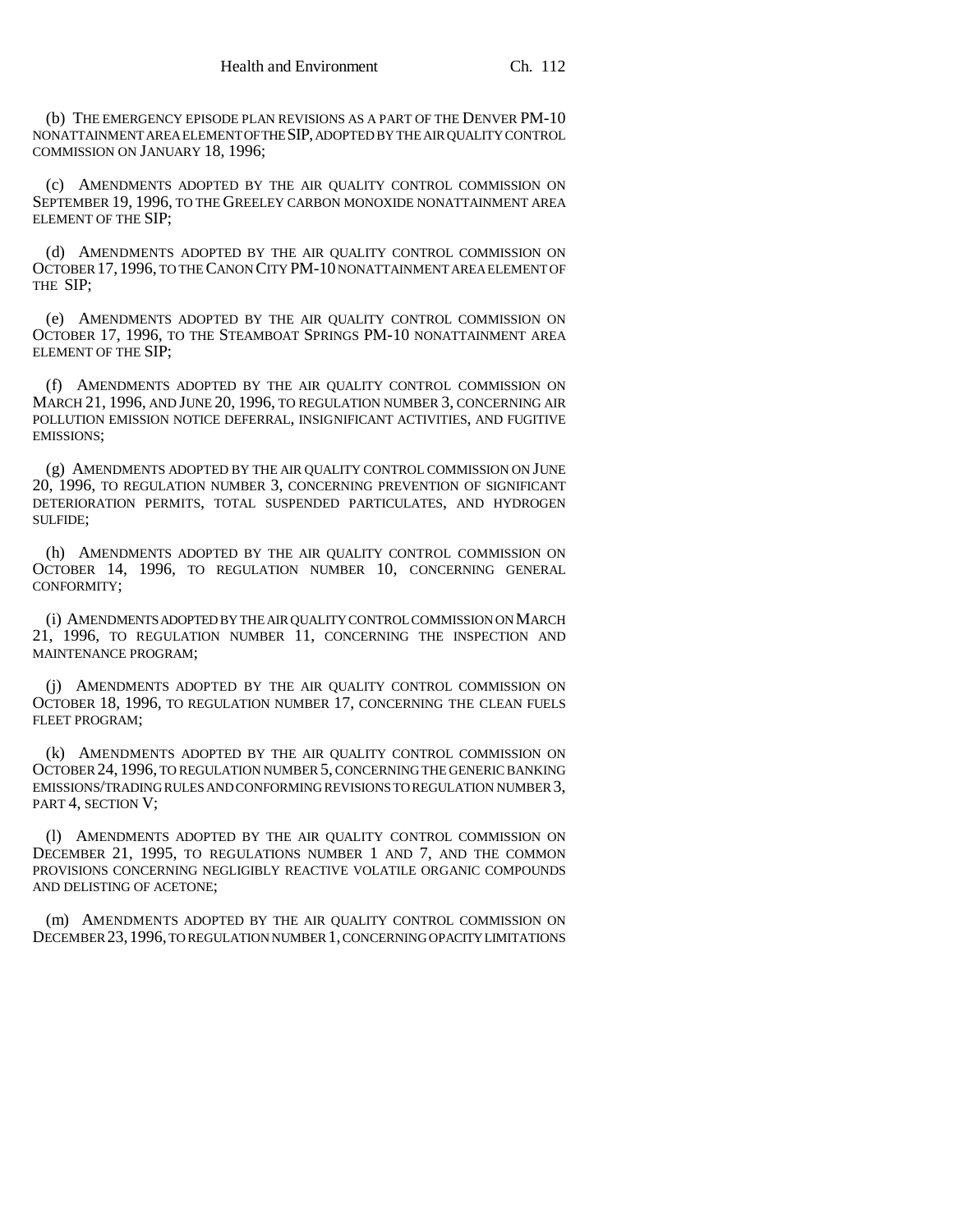(b) THE EMERGENCY EPISODE PLAN REVISIONS AS A PART OF THE DENVER PM-10 NONATTAINMENT AREA ELEMENT OF THE SIP, ADOPTED BY THE AIR QUALITY CONTROL COMMISSION ON JANUARY 18, 1996;

(c) AMENDMENTS ADOPTED BY THE AIR QUALITY CONTROL COMMISSION ON SEPTEMBER 19, 1996, TO THE GREELEY CARBON MONOXIDE NONATTAINMENT AREA ELEMENT OF THE SIP;

(d) AMENDMENTS ADOPTED BY THE AIR QUALITY CONTROL COMMISSION ON OCTOBER 17, 1996, TO THE CANON CITY PM-10 NONATTAINMENT AREA ELEMENT OF THE SIP;

(e) AMENDMENTS ADOPTED BY THE AIR QUALITY CONTROL COMMISSION ON OCTOBER 17, 1996, TO THE STEAMBOAT SPRINGS PM-10 NONATTAINMENT AREA ELEMENT OF THE SIP;

(f) AMENDMENTS ADOPTED BY THE AIR QUALITY CONTROL COMMISSION ON MARCH 21, 1996, AND JUNE 20, 1996, TO REGULATION NUMBER 3, CONCERNING AIR POLLUTION EMISSION NOTICE DEFERRAL, INSIGNIFICANT ACTIVITIES, AND FUGITIVE EMISSIONS;

(g) AMENDMENTS ADOPTED BY THE AIR QUALITY CONTROL COMMISSION ON JUNE 20, 1996, TO REGULATION NUMBER 3, CONCERNING PREVENTION OF SIGNIFICANT DETERIORATION PERMITS, TOTAL SUSPENDED PARTICULATES, AND HYDROGEN SULFIDE;

(h) AMENDMENTS ADOPTED BY THE AIR QUALITY CONTROL COMMISSION ON OCTOBER 14, 1996, TO REGULATION NUMBER 10, CONCERNING GENERAL CONFORMITY;

(i) AMENDMENTS ADOPTED BY THE AIR QUALITY CONTROL COMMISSION ON MARCH 21, 1996, TO REGULATION NUMBER 11, CONCERNING THE INSPECTION AND MAINTENANCE PROGRAM;

(j) AMENDMENTS ADOPTED BY THE AIR QUALITY CONTROL COMMISSION ON OCTOBER 18, 1996, TO REGULATION NUMBER 17, CONCERNING THE CLEAN FUELS FLEET PROGRAM;

(k) AMENDMENTS ADOPTED BY THE AIR QUALITY CONTROL COMMISSION ON OCTOBER 24, 1996, TO REGULATION NUMBER 5, CONCERNING THE GENERIC BANKING EMISSIONS/TRADING RULES AND CONFORMING REVISIONS TO REGULATION NUMBER 3, PART 4, SECTION V;

(l) AMENDMENTS ADOPTED BY THE AIR QUALITY CONTROL COMMISSION ON DECEMBER 21, 1995, TO REGULATIONS NUMBER 1 AND 7, AND THE COMMON PROVISIONS CONCERNING NEGLIGIBLY REACTIVE VOLATILE ORGANIC COMPOUNDS AND DELISTING OF ACETONE;

(m) AMENDMENTS ADOPTED BY THE AIR QUALITY CONTROL COMMISSION ON DECEMBER 23, 1996, TO REGULATION NUMBER 1, CONCERNING OPACITY LIMITATIONS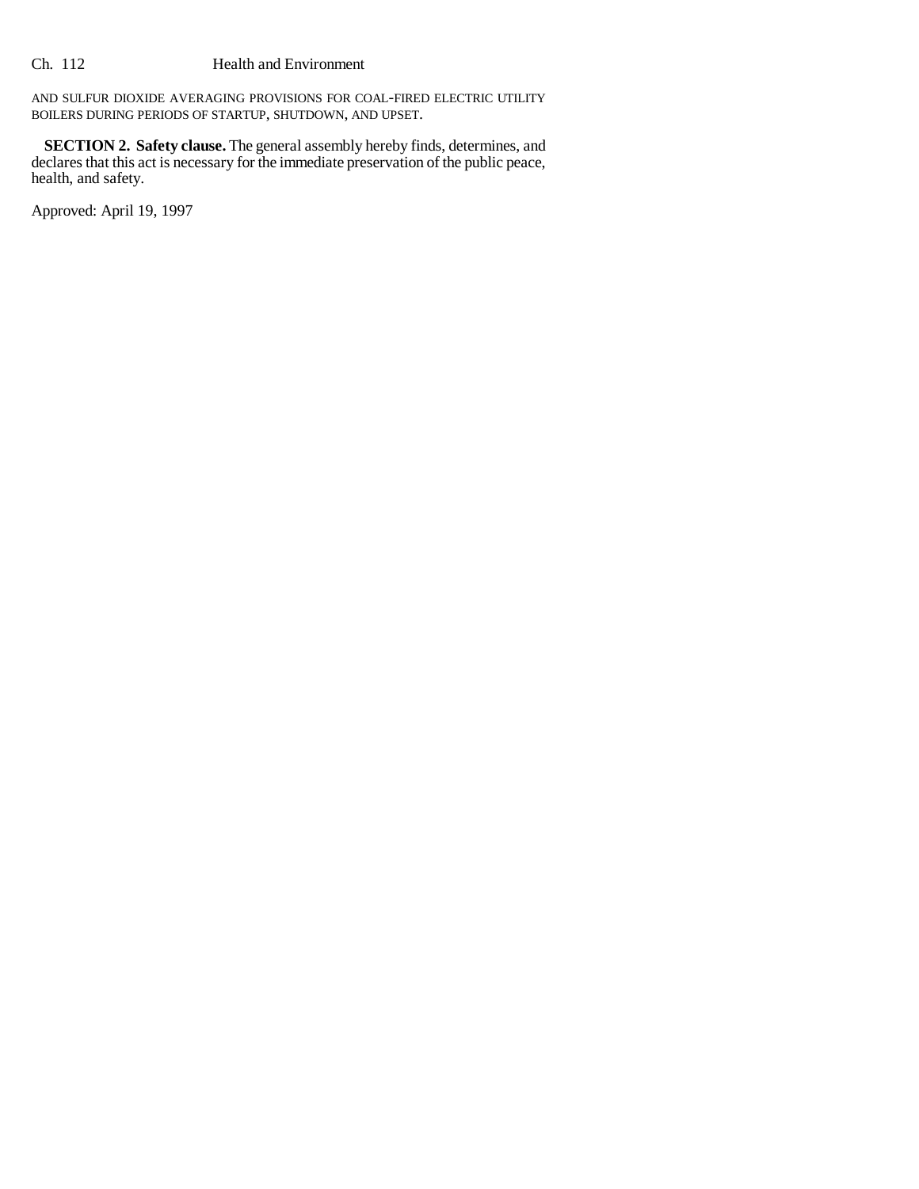AND SULFUR DIOXIDE AVERAGING PROVISIONS FOR COAL-FIRED ELECTRIC UTILITY BOILERS DURING PERIODS OF STARTUP, SHUTDOWN, AND UPSET.

**SECTION 2. Safety clause.** The general assembly hereby finds, determines, and declares that this act is necessary for the immediate preservation of the public peace, health, and safety.

Approved: April 19, 1997